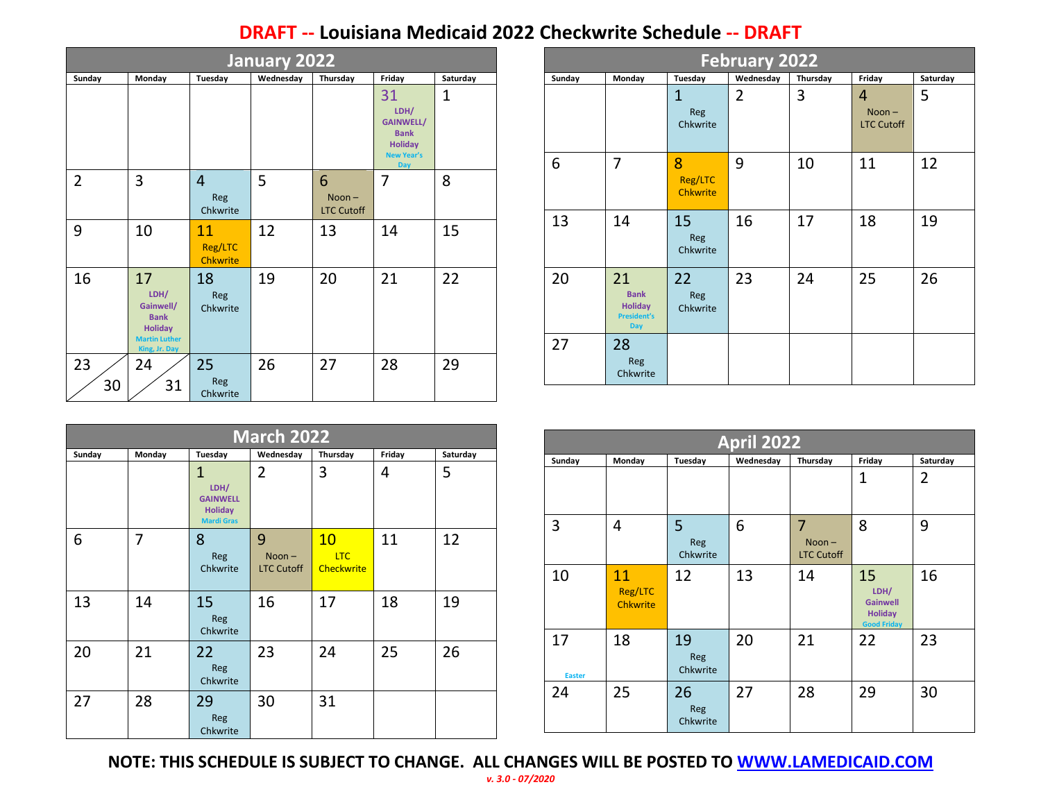# DRAFT -- Louisiana Medicaid 2022 Checkwrite Schedule -- DRAFT

## January 2022

| Sunday | Monday | Tuesday | Wednesday | Thursday | Friday | Saturday |
|---|---|---|---|---|---|---|
| | | | | | 31 LDH/ GAINWELL/ Bank Holiday New Year's Day | 1 |
| 2 | 3 | 4 Reg Chkwrite | 5 | 6 Noon – LTC Cutoff | 7 | 8 |
| 9 | 10 | 11 Reg/LTC Chkwrite | 12 | 13 | 14 | 15 |
| 16 | 17 LDH/ Gainwell/ Bank Holiday Martin Luther King, Jr. Day | 18 Reg Chkwrite | 19 | 20 | 21 | 22 |
| 23 / 30 | 24 / 31 | 25 Reg Chkwrite | 26 | 27 | 28 | 29 |

## February 2022

| Sunday | Monday | Tuesday | Wednesday | Thursday | Friday | Saturday |
|---|---|---|---|---|---|---|
| | | 1 Reg Chkwrite | 2 | 3 | 4 Noon – LTC Cutoff | 5 |
| 6 | 7 | 8 Reg/LTC Chkwrite | 9 | 10 | 11 | 12 |
| 13 | 14 | 15 Reg Chkwrite | 16 | 17 | 18 | 19 |
| 20 | 21 Bank Holiday President's Day | 22 Reg Chkwrite | 23 | 24 | 25 | 26 |
| 27 | 28 Reg Chkwrite | | | | | |

## March 2022

| Sunday | Monday | Tuesday | Wednesday | Thursday | Friday | Saturday |
|---|---|---|---|---|---|---|
| | | 1 LDH/ GAINWELL Holiday Mardi Gras | 2 | 3 | 4 | 5 |
| 6 | 7 | 8 Reg Chkwrite | 9 Noon – LTC Cutoff | 10 LTC Checkwrite | 11 | 12 |
| 13 | 14 | 15 Reg Chkwrite | 16 | 17 | 18 | 19 |
| 20 | 21 | 22 Reg Chkwrite | 23 | 24 | 25 | 26 |
| 27 | 28 | 29 Reg Chkwrite | 30 | 31 | | |

## April 2022

| Sunday | Monday | Tuesday | Wednesday | Thursday | Friday | Saturday |
|---|---|---|---|---|---|---|
| | | | | | 1 | 2 |
| 3 | 4 | 5 Reg Chkwrite | 6 | 7 Noon – LTC Cutoff | 8 | 9 |
| 10 | 11 Reg/LTC Chkwrite | 12 | 13 | 14 | 15 LDH/ Gainwell Holiday Good Friday | 16 |
| 17 Easter | 18 | 19 Reg Chkwrite | 20 | 21 | 22 | 23 |
| 24 | 25 | 26 Reg Chkwrite | 27 | 28 | 29 | 30 |

**NOTE: THIS SCHEDULE IS SUBJECT TO CHANGE. ALL CHANGES WILL BE POSTED TO [WWW.LAMEDICAID.COM](http://WWW.LAMEDICAID.COM)**

*v. 3.0 - 07/2020*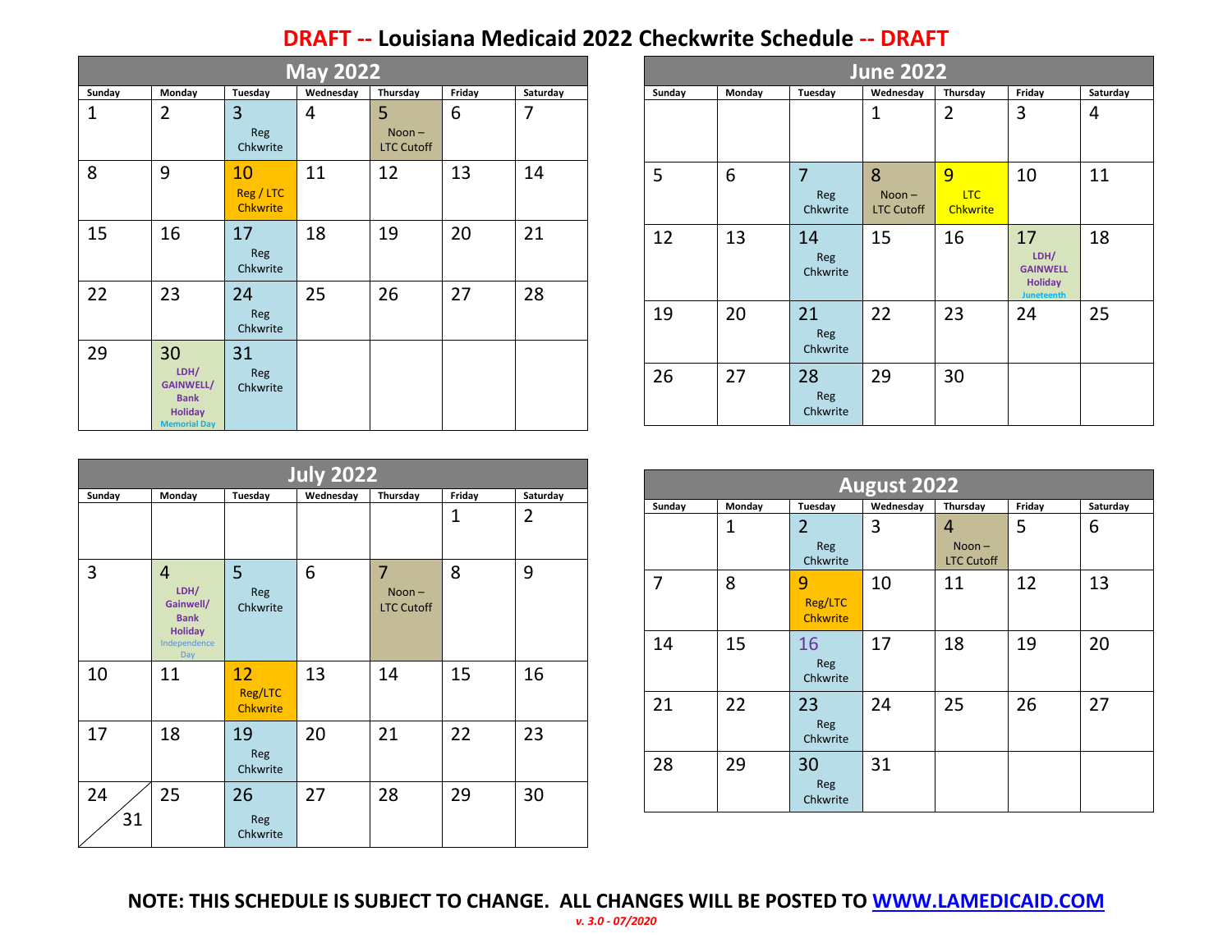# DRAFT -- Louisiana Medicaid 2022 Checkwrite Schedule -- DRAFT

## May 2022

| Sunday | Monday | Tuesday | Wednesday | Thursday | Friday | Saturday |
|---|---|---|---|---|---|---|
| 1 | 2 | 3 Reg Chkwrite | 4 | 5 Noon – LTC Cutoff | 6 | 7 |
| 8 | 9 | 10 Reg / LTC Chkwrite | 11 | 12 | 13 | 14 |
| 15 | 16 | 17 Reg Chkwrite | 18 | 19 | 20 | 21 |
| 22 | 23 | 24 Reg Chkwrite | 25 | 26 | 27 | 28 |
| 29 | 30 LDH/ GAINWELL/ Bank Holiday Memorial Day | 31 Reg Chkwrite | | | | |

## June 2022

| Sunday | Monday | Tuesday | Wednesday | Thursday | Friday | Saturday |
|---|---|---|---|---|---|---|
| | | | 1 | 2 | 3 | 4 |
| 5 | 6 | 7 Reg Chkwrite | 8 Noon – LTC Cutoff | 9 LTC Chkwrite | 10 | 11 |
| 12 | 13 | 14 Reg Chkwrite | 15 | 16 | 17 LDH/ GAINWELL Holiday Juneteenth | 18 |
| 19 | 20 | 21 Reg Chkwrite | 22 | 23 | 24 | 25 |
| 26 | 27 | 28 Reg Chkwrite | 29 | 30 | | |

## July 2022

| Sunday | Monday | Tuesday | Wednesday | Thursday | Friday | Saturday |
|---|---|---|---|---|---|---|
| | | | | | 1 | 2 |
| 3 | 4 LDH/ Gainwell/ Bank Holiday Independence Day | 5 Reg Chkwrite | 6 | 7 Noon – LTC Cutoff | 8 | 9 |
| 10 | 11 | 12 Reg/LTC Chkwrite | 13 | 14 | 15 | 16 |
| 17 | 18 | 19 Reg Chkwrite | 20 | 21 | 22 | 23 |
| 24 / 31 | 25 | 26 Reg Chkwrite | 27 | 28 | 29 | 30 |

## August 2022

| Sunday | Monday | Tuesday | Wednesday | Thursday | Friday | Saturday |
|---|---|---|---|---|---|---|
| | 1 | 2 Reg Chkwrite | 3 | 4 Noon – LTC Cutoff | 5 | 6 |
| 7 | 8 | 9 Reg/LTC Chkwrite | 10 | 11 | 12 | 13 |
| 14 | 15 | 16 Reg Chkwrite | 17 | 18 | 19 | 20 |
| 21 | 22 | 23 Reg Chkwrite | 24 | 25 | 26 | 27 |
| 28 | 29 | 30 Reg Chkwrite | 31 | | | |

**NOTE: THIS SCHEDULE IS SUBJECT TO CHANGE. ALL CHANGES WILL BE POSTED TO [WWW.LAMEDICAID.COM](http://WWW.LAMEDICAID.COM)**

*v. 3.0 - 07/2020*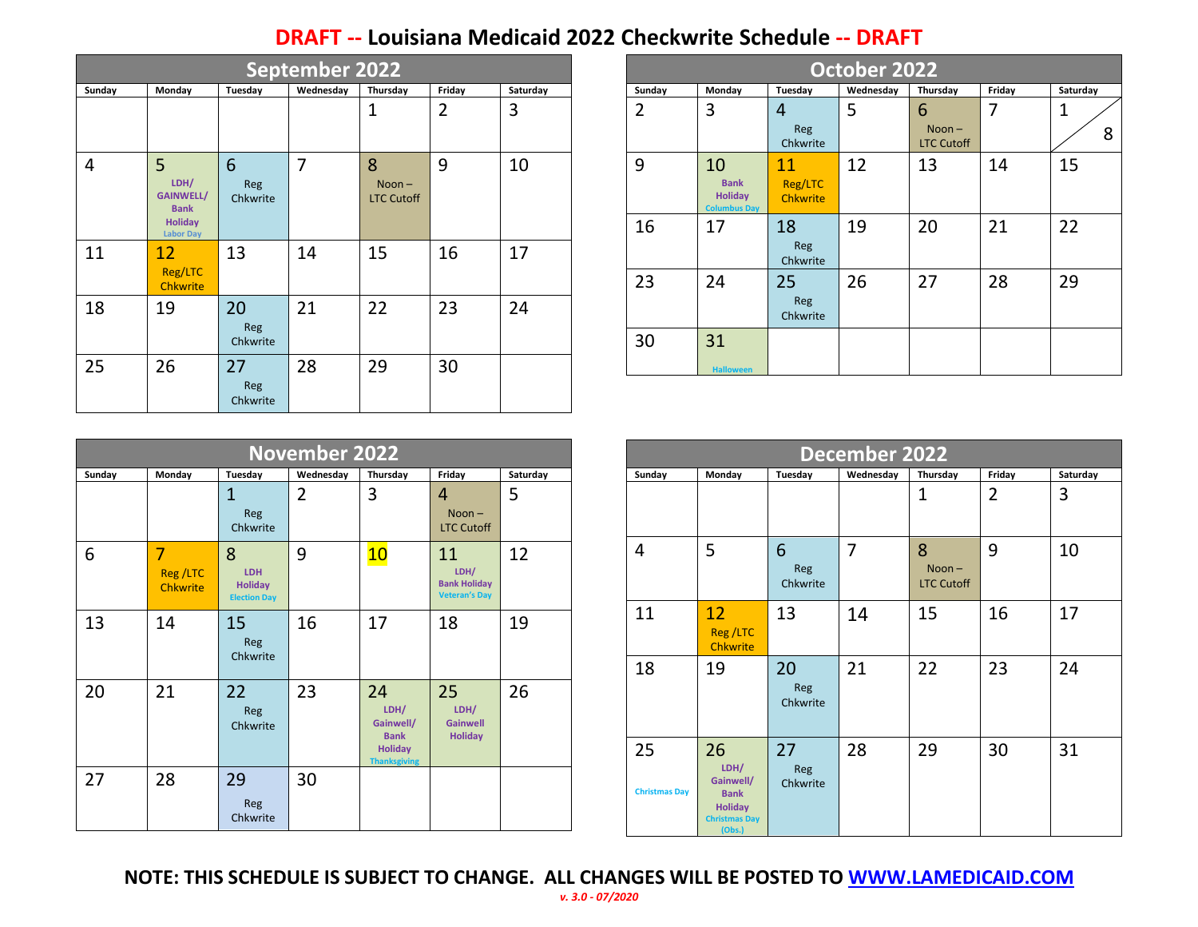# DRAFT -- Louisiana Medicaid 2022 Checkwrite Schedule -- DRAFT

## September 2022

| Sunday | Monday | Tuesday | Wednesday | Thursday | Friday | Saturday |
|---|---|---|---|---|---|---|
| | | | | 1 | 2 | 3 |
| 4 | 5 LDH/ GAINWELL/ Bank Holiday Labor Day | 6 Reg Chkwrite | 7 | 8 Noon – LTC Cutoff | 9 | 10 |
| 11 | 12 Reg/LTC Chkwrite | 13 | 14 | 15 | 16 | 17 |
| 18 | 19 | 20 Reg Chkwrite | 21 | 22 | 23 | 24 |
| 25 | 26 | 27 Reg Chkwrite | 28 | 29 | 30 | |

## October 2022

| Sunday | Monday | Tuesday | Wednesday | Thursday | Friday | Saturday |
|---|---|---|---|---|---|---|
| 2 | 3 | 4 Reg Chkwrite | 5 | 6 Noon – LTC Cutoff | 7 | 1 / 8 |
| 9 | 10 Bank Holiday Columbus Day | 11 Reg/LTC Chkwrite | 12 | 13 | 14 | 15 |
| 16 | 17 | 18 Reg Chkwrite | 19 | 20 | 21 | 22 |
| 23 | 24 | 25 Reg Chkwrite | 26 | 27 | 28 | 29 |
| 30 | 31 Halloween | | | | | |

## November 2022

| Sunday | Monday | Tuesday | Wednesday | Thursday | Friday | Saturday |
|---|---|---|---|---|---|---|
| | | 1 Reg Chkwrite | 2 | 3 | 4 Noon – LTC Cutoff | 5 |
| 6 | 7 Reg /LTC Chkwrite | 8 LDH Holiday Election Day | 9 | 10 | 11 LDH/ Bank Holiday Veteran's Day | 12 |
| 13 | 14 | 15 Reg Chkwrite | 16 | 17 | 18 | 19 |
| 20 | 21 | 22 Reg Chkwrite | 23 | 24 LDH/ Gainwell/ Bank Holiday Thanksgiving | 25 LDH/ Gainwell Holiday | 26 |
| 27 | 28 | 29 Reg Chkwrite | 30 | | | |

## December 2022

| Sunday | Monday | Tuesday | Wednesday | Thursday | Friday | Saturday |
|---|---|---|---|---|---|---|
| | | | | 1 | 2 | 3 |
| 4 | 5 | 6 Reg Chkwrite | 7 | 8 Noon – LTC Cutoff | 9 | 10 |
| 11 | 12 Reg /LTC Chkwrite | 13 | 14 | 15 | 16 | 17 |
| 18 | 19 | 20 Reg Chkwrite | 21 | 22 | 23 | 24 |
| 25 Christmas Day | 26 LDH/ Gainwell/ Bank Holiday Christmas Day (Obs.) | 27 Reg Chkwrite | 28 | 29 | 30 | 31 |

**NOTE: THIS SCHEDULE IS SUBJECT TO CHANGE. ALL CHANGES WILL BE POSTED TO [WWW.LAMEDICAID.COM](http://www.lamedicaid.com)**

*v. 3.0 - 07/2020*